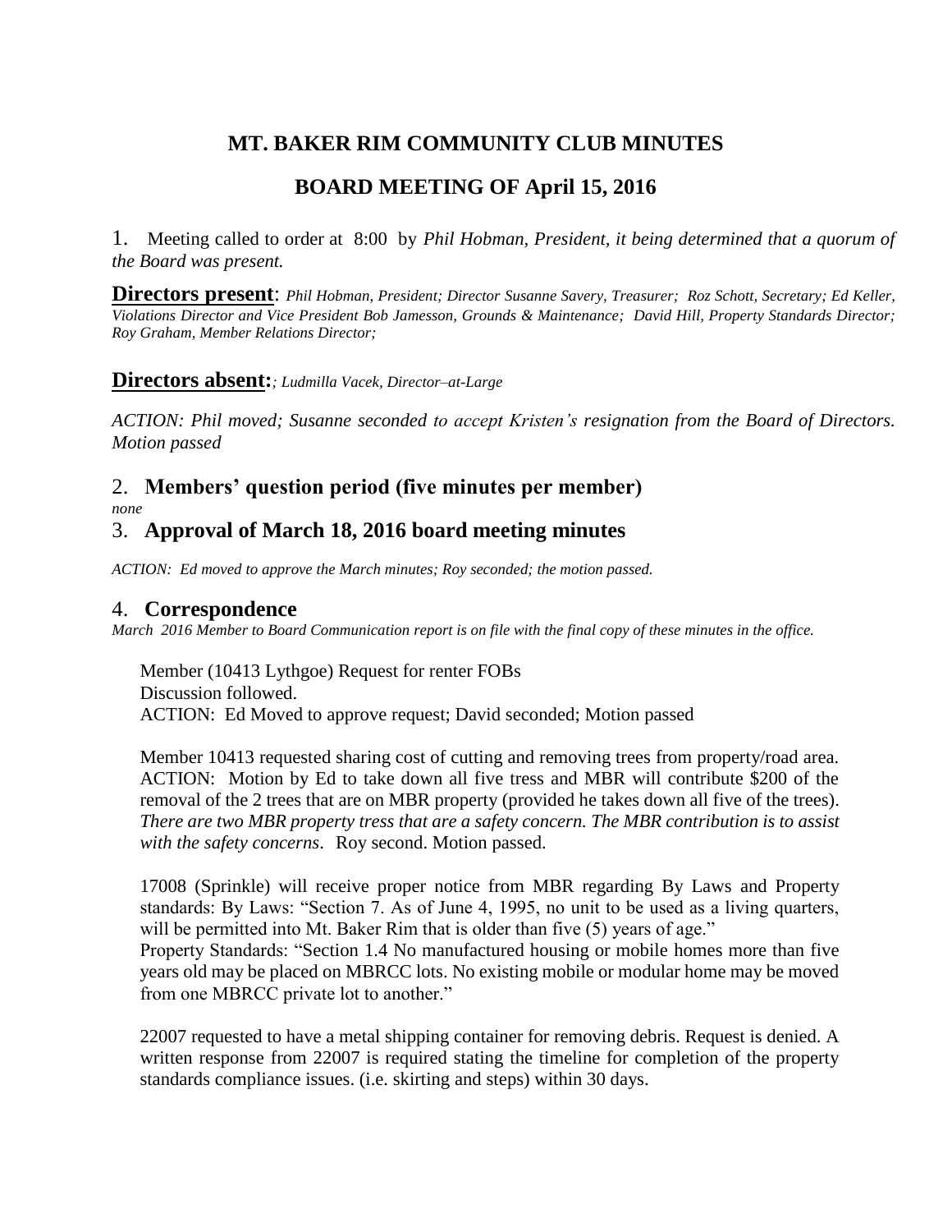# MT. BAKER RIM COMMUNITY CLUB MINUTES

## BOARD MEETING OF April 15, 2016

1. Meeting called to order at 8:00 by *Phil Hobman, President, it being determined that a quorum of the Board was present.*

**Directors present**: *Phil Hobman, President; Director Susanne Savery, Treasurer; Roz Schott, Secretary; Ed Keller, Violations Director and Vice President Bob Jamesson, Grounds & Maintenance; David Hill, Property Standards Director; Roy Graham, Member Relations Director;*

**Directors absent:** *; Ludmilla Vacek, Director–at-Large*

*ACTION: Phil moved; Susanne seconded to accept Kristen's resignation from the Board of Directors. Motion passed*

### 2. Members' question period (five minutes per member)

*none*

### 3. Approval of March 18, 2016 board meeting minutes

*ACTION: Ed moved to approve the March minutes; Roy seconded; the motion passed.*

### 4. Correspondence

*March 2016 Member to Board Communication report is on file with the final copy of these minutes in the office.*

Member (10413 Lythgoe) Request for renter FOBs
Discussion followed.
ACTION: Ed Moved to approve request; David seconded; Motion passed

Member 10413 requested sharing cost of cutting and removing trees from property/road area. ACTION: Motion by Ed to take down all five tress and MBR will contribute $200 of the removal of the 2 trees that are on MBR property (provided he takes down all five of the trees). *There are two MBR property tress that are a safety concern. The MBR contribution is to assist with the safety concerns*. Roy second. Motion passed.

17008 (Sprinkle) will receive proper notice from MBR regarding By Laws and Property standards: By Laws: "Section 7. As of June 4, 1995, no unit to be used as a living quarters, will be permitted into Mt. Baker Rim that is older than five (5) years of age."
Property Standards: "Section 1.4 No manufactured housing or mobile homes more than five years old may be placed on MBRCC lots. No existing mobile or modular home may be moved from one MBRCC private lot to another."

22007 requested to have a metal shipping container for removing debris. Request is denied. A written response from 22007 is required stating the timeline for completion of the property standards compliance issues. (i.e. skirting and steps) within 30 days.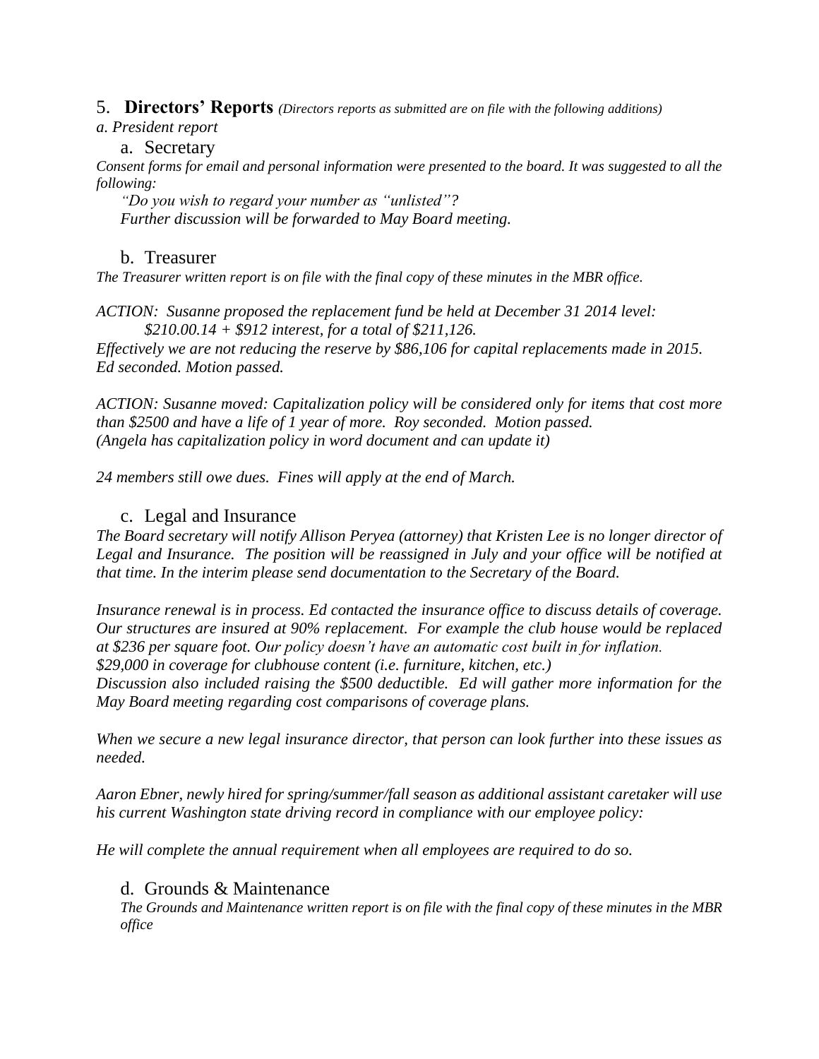## 5. **Directors' Reports** *(Directors reports as submitted are on file with the following additions)*

*a. President report*

### a. Secretary

*Consent forms for email and personal information were presented to the board. It was suggested to all the following:*

*"Do you wish to regard your number as "unlisted"?*
*Further discussion will be forwarded to May Board meeting.*

### b. Treasurer

*The Treasurer written report is on file with the final copy of these minutes in the MBR office.*

*ACTION: Susanne proposed the replacement fund be held at December 31 2014 level:*
*$210.00.14 + $912 interest, for a total of $211,126.*
*Effectively we are not reducing the reserve by $86,106 for capital replacements made in 2015. Ed seconded. Motion passed.*

*ACTION: Susanne moved: Capitalization policy will be considered only for items that cost more than $2500 and have a life of 1 year of more. Roy seconded. Motion passed.*
*(Angela has capitalization policy in word document and can update it)*

*24 members still owe dues. Fines will apply at the end of March.*

### c. Legal and Insurance

*The Board secretary will notify Allison Peryea (attorney) that Kristen Lee is no longer director of Legal and Insurance. The position will be reassigned in July and your office will be notified at that time. In the interim please send documentation to the Secretary of the Board.*

*Insurance renewal is in process. Ed contacted the insurance office to discuss details of coverage. Our structures are insured at 90% replacement. For example the club house would be replaced at $236 per square foot. Our policy doesn't have an automatic cost built in for inflation.*
*$29,000 in coverage for clubhouse content (i.e. furniture, kitchen, etc.)*
*Discussion also included raising the $500 deductible. Ed will gather more information for the May Board meeting regarding cost comparisons of coverage plans.*

*When we secure a new legal insurance director, that person can look further into these issues as needed.*

*Aaron Ebner, newly hired for spring/summer/fall season as additional assistant caretaker will use his current Washington state driving record in compliance with our employee policy:*

*He will complete the annual requirement when all employees are required to do so.*

### d. Grounds & Maintenance

*The Grounds and Maintenance written report is on file with the final copy of these minutes in the MBR office*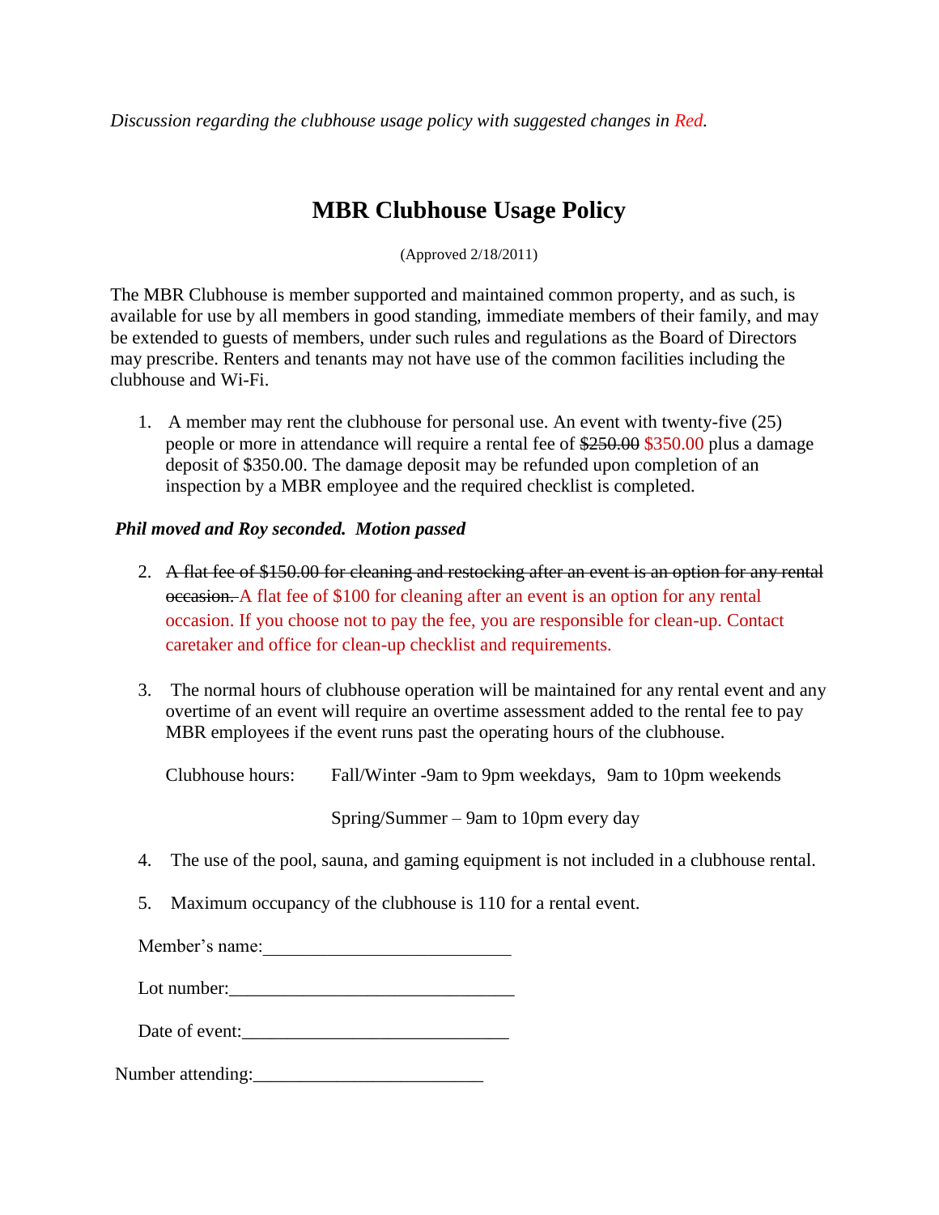*Discussion regarding the clubhouse usage policy with suggested changes in Red.*

# MBR Clubhouse Usage Policy

(Approved 2/18/2011)

The MBR Clubhouse is member supported and maintained common property, and as such, is available for use by all members in good standing, immediate members of their family, and may be extended to guests of members, under such rules and regulations as the Board of Directors may prescribe. Renters and tenants may not have use of the common facilities including the clubhouse and Wi-Fi.

1. A member may rent the clubhouse for personal use. An event with twenty-five (25) people or more in attendance will require a rental fee of ~~$250.00~~ $350.00 plus a damage deposit of $350.00. The damage deposit may be refunded upon completion of an inspection by a MBR employee and the required checklist is completed.

***Phil moved and Roy seconded. Motion passed***

2. ~~A flat fee of $150.00 for cleaning and restocking after an event is an option for any rental occasion.~~ A flat fee of $100 for cleaning after an event is an option for any rental occasion. If you choose not to pay the fee, you are responsible for clean-up. Contact caretaker and office for clean-up checklist and requirements.

3. The normal hours of clubhouse operation will be maintained for any rental event and any overtime of an event will require an overtime assessment added to the rental fee to pay MBR employees if the event runs past the operating hours of the clubhouse.

   Clubhouse hours: Fall/Winter -9am to 9pm weekdays, 9am to 10pm weekends

   Spring/Summer – 9am to 10pm every day

4. The use of the pool, sauna, and gaming equipment is not included in a clubhouse rental.

5. Maximum occupancy of the clubhouse is 110 for a rental event.

Member's name:___________________________

Lot number:_______________________________

Date of event:_____________________________

Number attending:_________________________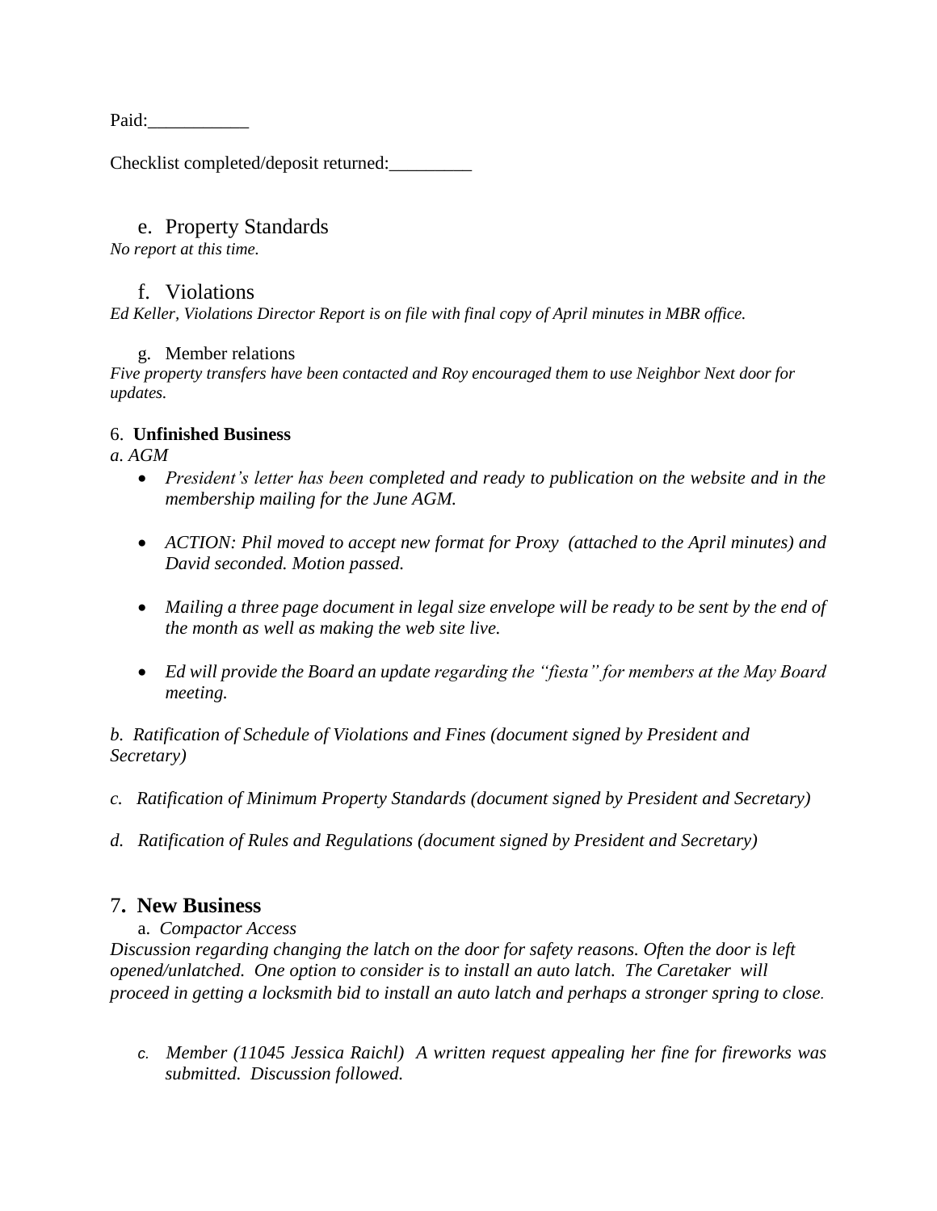Paid:___________

Checklist completed/deposit returned:_________

e. Property Standards

*No report at this time.*

f. Violations

*Ed Keller, Violations Director Report is on file with final copy of April minutes in MBR office.*

g. Member relations

*Five property transfers have been contacted and Roy encouraged them to use Neighbor Next door for updates.*

6. **Unfinished Business**

*a. AGM*

- *President's letter has been completed and ready to publication on the website and in the membership mailing for the June AGM.*
- *ACTION: Phil moved to accept new format for Proxy (attached to the April minutes) and David seconded. Motion passed.*
- *Mailing a three page document in legal size envelope will be ready to be sent by the end of the month as well as making the web site live.*
- *Ed will provide the Board an update regarding the "fiesta" for members at the May Board meeting.*

*b. Ratification of Schedule of Violations and Fines (document signed by President and Secretary)*

*c. Ratification of Minimum Property Standards (document signed by President and Secretary)*

*d. Ratification of Rules and Regulations (document signed by President and Secretary)*

## 7. New Business

a. *Compactor Access*

*Discussion regarding changing the latch on the door for safety reasons. Often the door is left opened/unlatched. One option to consider is to install an auto latch. The Caretaker will proceed in getting a locksmith bid to install an auto latch and perhaps a stronger spring to close.*

*c. Member (11045 Jessica Raichl) A written request appealing her fine for fireworks was submitted. Discussion followed.*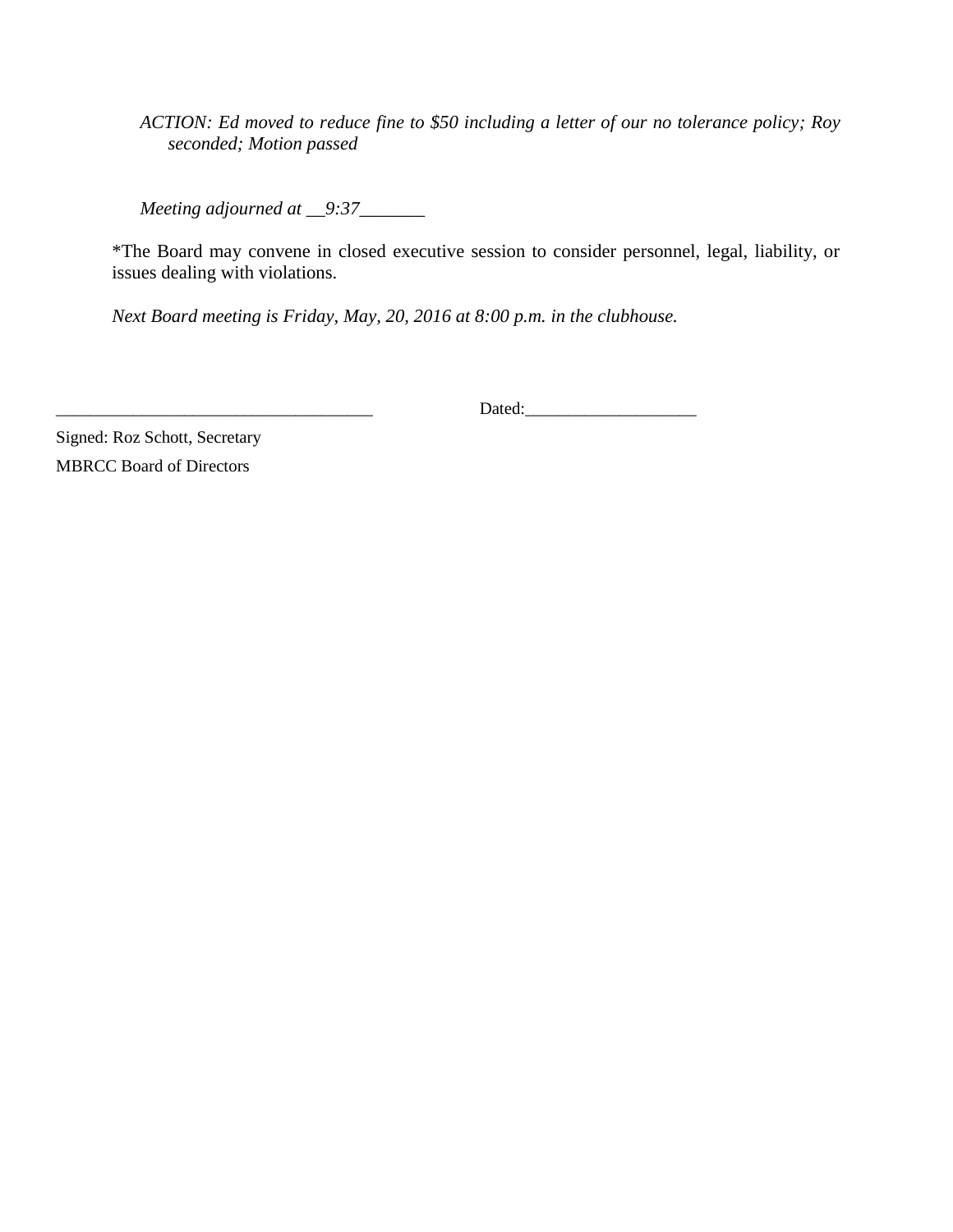*ACTION: Ed moved to reduce fine to $50 including a letter of our no tolerance policy; Roy seconded; Motion passed*

*Meeting adjourned at __9:37_______*

*The Board may convene in closed executive session to consider personnel, legal, liability, or issues dealing with violations.

*Next Board meeting is Friday, May, 20, 2016 at 8:00 p.m. in the clubhouse.*

_____________________________________ Dated:____________________

Signed: Roz Schott, Secretary

MBRCC Board of Directors